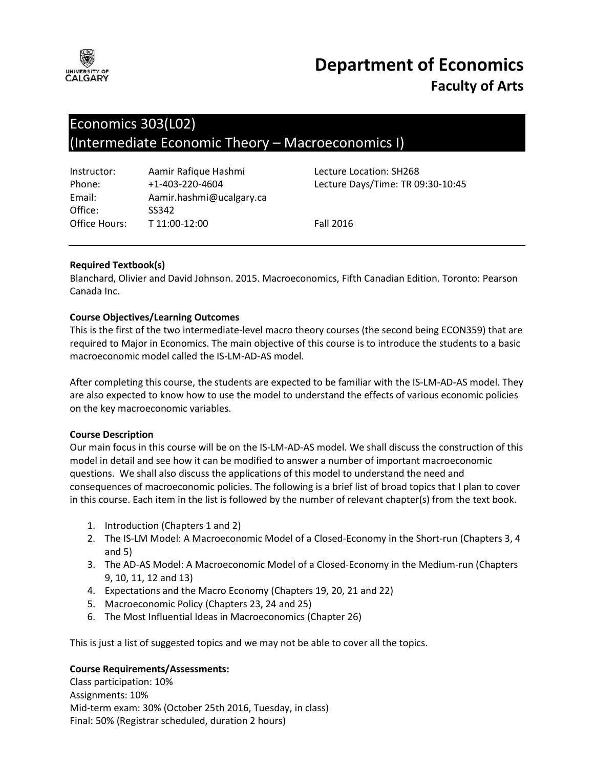# Department of Economics

## Faculty of Arts

## Economics 303(L02)
## (Intermediate Economic Theory – Macroeconomics I)

| | | |
|---|---|---|
| Instructor: | Aamir Rafique Hashmi | Lecture Location: SH268 |
| Phone: | +1-403-220-4604 | Lecture Days/Time: TR 09:30-10:45 |
| Email: | Aamir.hashmi@ucalgary.ca | |
| Office: | SS342 | |
| Office Hours: | T 11:00-12:00 | Fall 2016 |

---

**Required Textbook(s)**

Blanchard, Olivier and David Johnson. 2015. Macroeconomics, Fifth Canadian Edition. Toronto: Pearson Canada Inc.

**Course Objectives/Learning Outcomes**

This is the first of the two intermediate-level macro theory courses (the second being ECON359) that are required to Major in Economics. The main objective of this course is to introduce the students to a basic macroeconomic model called the IS-LM-AD-AS model.

After completing this course, the students are expected to be familiar with the IS-LM-AD-AS model. They are also expected to know how to use the model to understand the effects of various economic policies on the key macroeconomic variables.

**Course Description**

Our main focus in this course will be on the IS-LM-AD-AS model. We shall discuss the construction of this model in detail and see how it can be modified to answer a number of important macroeconomic questions. We shall also discuss the applications of this model to understand the need and consequences of macroeconomic policies. The following is a brief list of broad topics that I plan to cover in this course. Each item in the list is followed by the number of relevant chapter(s) from the text book.

1. Introduction (Chapters 1 and 2)
2. The IS-LM Model: A Macroeconomic Model of a Closed-Economy in the Short-run (Chapters 3, 4 and 5)
3. The AD-AS Model: A Macroeconomic Model of a Closed-Economy in the Medium-run (Chapters 9, 10, 11, 12 and 13)
4. Expectations and the Macro Economy (Chapters 19, 20, 21 and 22)
5. Macroeconomic Policy (Chapters 23, 24 and 25)
6. The Most Influential Ideas in Macroeconomics (Chapter 26)

This is just a list of suggested topics and we may not be able to cover all the topics.

**Course Requirements/Assessments:**

Class participation: 10%
Assignments: 10%
Mid-term exam: 30% (October 25th 2016, Tuesday, in class)
Final: 50% (Registrar scheduled, duration 2 hours)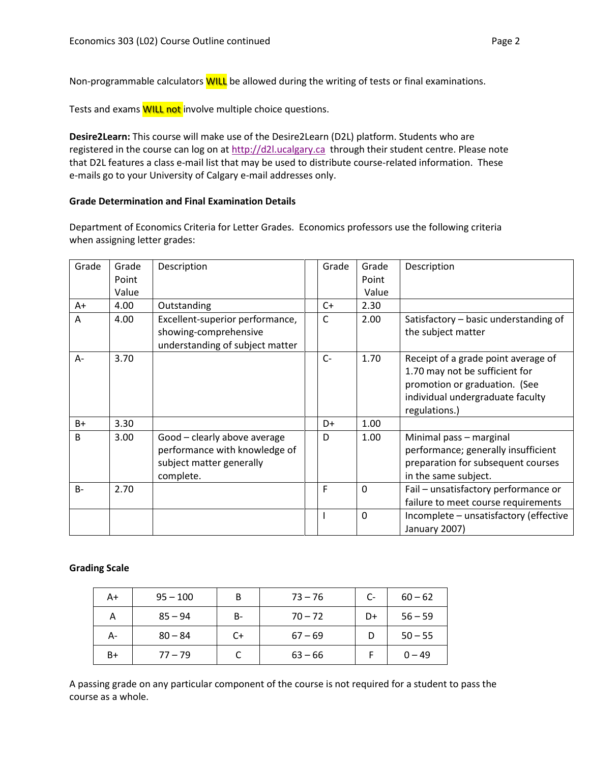Non-programmable calculators WILL be allowed during the writing of tests or final examinations.

Tests and exams WILL not involve multiple choice questions.

**Desire2Learn:** This course will make use of the Desire2Learn (D2L) platform. Students who are registered in the course can log on at http://d2l.ucalgary.ca through their student centre. Please note that D2L features a class e-mail list that may be used to distribute course-related information. These e-mails go to your University of Calgary e-mail addresses only.

**Grade Determination and Final Examination Details**

Department of Economics Criteria for Letter Grades. Economics professors use the following criteria when assigning letter grades:

| Grade | Grade Point Value | Description | Grade | Grade Point Value | Description |
|---|---|---|---|---|---|
| A+ | 4.00 | Outstanding | C+ | 2.30 | |
| A | 4.00 | Excellent-superior performance, showing-comprehensive understanding of subject matter | C | 2.00 | Satisfactory – basic understanding of the subject matter |
| A- | 3.70 | | C- | 1.70 | Receipt of a grade point average of 1.70 may not be sufficient for promotion or graduation. (See individual undergraduate faculty regulations.) |
| B+ | 3.30 | | D+ | 1.00 | |
| B | 3.00 | Good – clearly above average performance with knowledge of subject matter generally complete. | D | 1.00 | Minimal pass – marginal performance; generally insufficient preparation for subsequent courses in the same subject. |
| B- | 2.70 | | F | 0 | Fail – unsatisfactory performance or failure to meet course requirements |
| | | | I | 0 | Incomplete – unsatisfactory (effective January 2007) |

**Grading Scale**

| | | | | | |
|---|---|---|---|---|---|
| A+ | 95 – 100 | B | 73 – 76 | C- | 60 – 62 |
| A | 85 – 94 | B- | 70 – 72 | D+ | 56 – 59 |
| A- | 80 – 84 | C+ | 67 – 69 | D | 50 – 55 |
| B+ | 77 – 79 | C | 63 – 66 | F | 0 – 49 |

A passing grade on any particular component of the course is not required for a student to pass the course as a whole.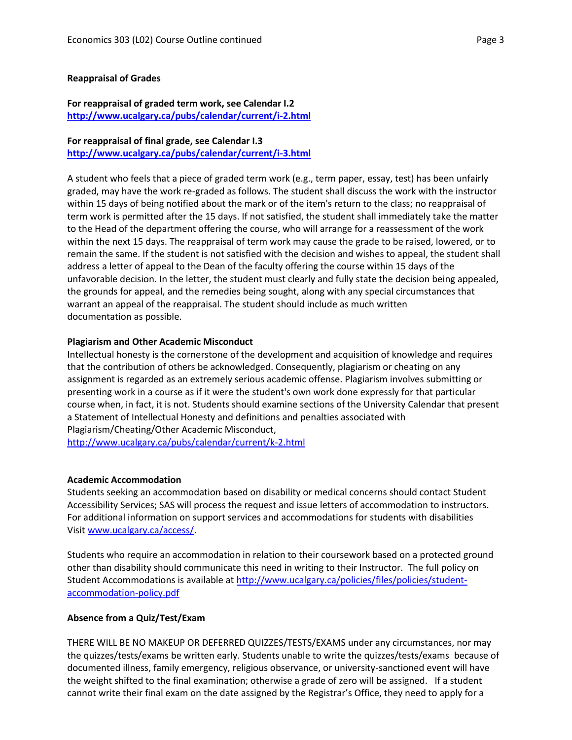**Reappraisal of Grades**

**For reappraisal of graded term work, see Calendar I.2**
**http://www.ucalgary.ca/pubs/calendar/current/i-2.html**

**For reappraisal of final grade, see Calendar I.3**
**http://www.ucalgary.ca/pubs/calendar/current/i-3.html**

A student who feels that a piece of graded term work (e.g., term paper, essay, test) has been unfairly graded, may have the work re-graded as follows. The student shall discuss the work with the instructor within 15 days of being notified about the mark or of the item's return to the class; no reappraisal of term work is permitted after the 15 days. If not satisfied, the student shall immediately take the matter to the Head of the department offering the course, who will arrange for a reassessment of the work within the next 15 days. The reappraisal of term work may cause the grade to be raised, lowered, or to remain the same. If the student is not satisfied with the decision and wishes to appeal, the student shall address a letter of appeal to the Dean of the faculty offering the course within 15 days of the unfavorable decision. In the letter, the student must clearly and fully state the decision being appealed, the grounds for appeal, and the remedies being sought, along with any special circumstances that warrant an appeal of the reappraisal. The student should include as much written documentation as possible.

**Plagiarism and Other Academic Misconduct**

Intellectual honesty is the cornerstone of the development and acquisition of knowledge and requires that the contribution of others be acknowledged. Consequently, plagiarism or cheating on any assignment is regarded as an extremely serious academic offense. Plagiarism involves submitting or presenting work in a course as if it were the student's own work done expressly for that particular course when, in fact, it is not. Students should examine sections of the University Calendar that present a Statement of Intellectual Honesty and definitions and penalties associated with Plagiarism/Cheating/Other Academic Misconduct,
http://www.ucalgary.ca/pubs/calendar/current/k-2.html

**Academic Accommodation**

Students seeking an accommodation based on disability or medical concerns should contact Student Accessibility Services; SAS will process the request and issue letters of accommodation to instructors. For additional information on support services and accommodations for students with disabilities Visit www.ucalgary.ca/access/.

Students who require an accommodation in relation to their coursework based on a protected ground other than disability should communicate this need in writing to their Instructor. The full policy on Student Accommodations is available at http://www.ucalgary.ca/policies/files/policies/student-accommodation-policy.pdf

**Absence from a Quiz/Test/Exam**

THERE WILL BE NO MAKEUP OR DEFERRED QUIZZES/TESTS/EXAMS under any circumstances, nor may the quizzes/tests/exams be written early. Students unable to write the quizzes/tests/exams because of documented illness, family emergency, religious observance, or university-sanctioned event will have the weight shifted to the final examination; otherwise a grade of zero will be assigned. If a student cannot write their final exam on the date assigned by the Registrar's Office, they need to apply for a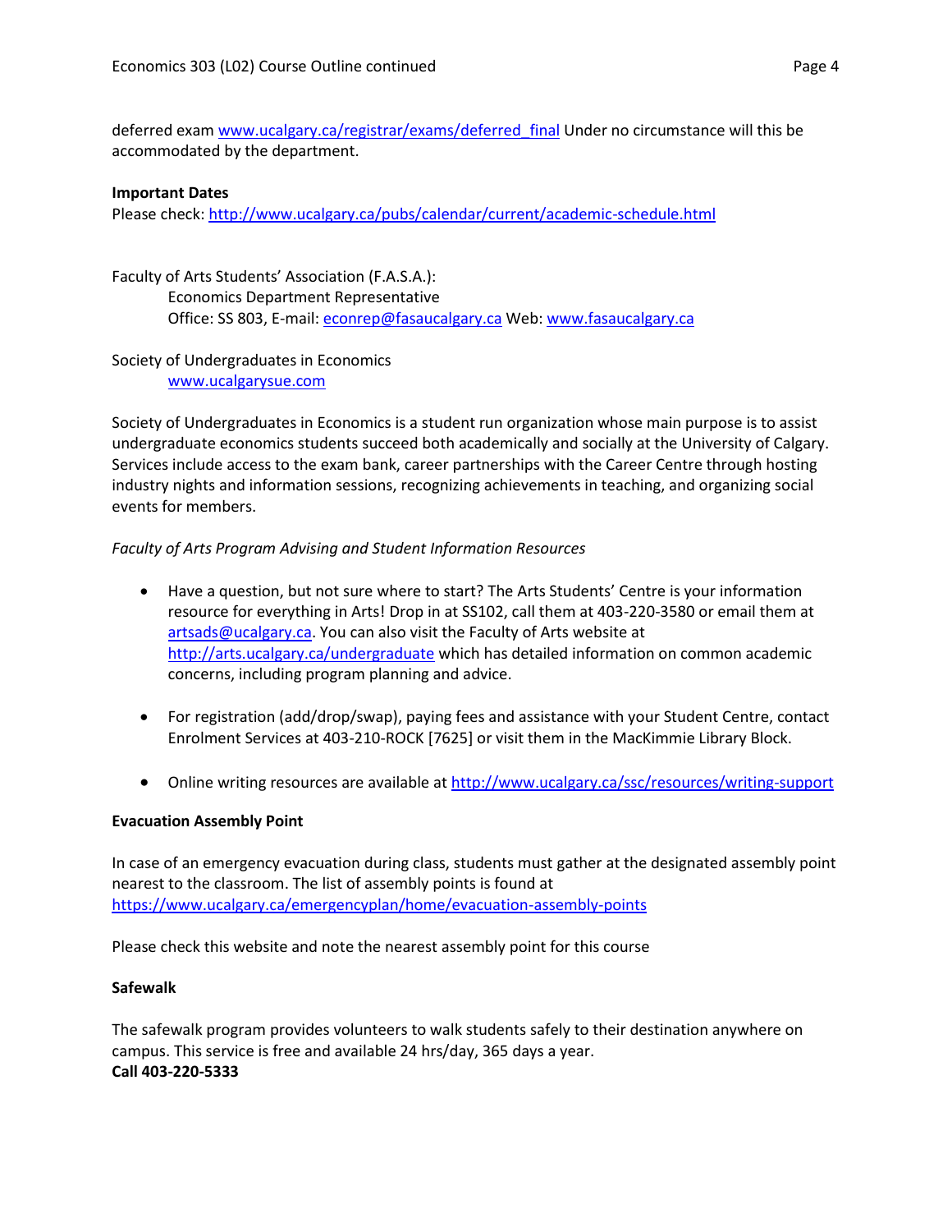deferred exam www.ucalgary.ca/registrar/exams/deferred_final Under no circumstance will this be accommodated by the department.

**Important Dates**
Please check: http://www.ucalgary.ca/pubs/calendar/current/academic-schedule.html

Faculty of Arts Students' Association (F.A.S.A.):
Economics Department Representative
Office: SS 803, E-mail: econrep@fasaucalgary.ca Web: www.fasaucalgary.ca

Society of Undergraduates in Economics
www.ucalgarysue.com

Society of Undergraduates in Economics is a student run organization whose main purpose is to assist undergraduate economics students succeed both academically and socially at the University of Calgary. Services include access to the exam bank, career partnerships with the Career Centre through hosting industry nights and information sessions, recognizing achievements in teaching, and organizing social events for members.

*Faculty of Arts Program Advising and Student Information Resources*

- Have a question, but not sure where to start? The Arts Students' Centre is your information resource for everything in Arts! Drop in at SS102, call them at 403-220-3580 or email them at artsads@ucalgary.ca. You can also visit the Faculty of Arts website at http://arts.ucalgary.ca/undergraduate which has detailed information on common academic concerns, including program planning and advice.

- For registration (add/drop/swap), paying fees and assistance with your Student Centre, contact Enrolment Services at 403-210-ROCK [7625] or visit them in the MacKimmie Library Block.

- Online writing resources are available at http://www.ucalgary.ca/ssc/resources/writing-support

**Evacuation Assembly Point**

In case of an emergency evacuation during class, students must gather at the designated assembly point nearest to the classroom. The list of assembly points is found at https://www.ucalgary.ca/emergencyplan/home/evacuation-assembly-points

Please check this website and note the nearest assembly point for this course

**Safewalk**

The safewalk program provides volunteers to walk students safely to their destination anywhere on campus. This service is free and available 24 hrs/day, 365 days a year.
**Call 403-220-5333**